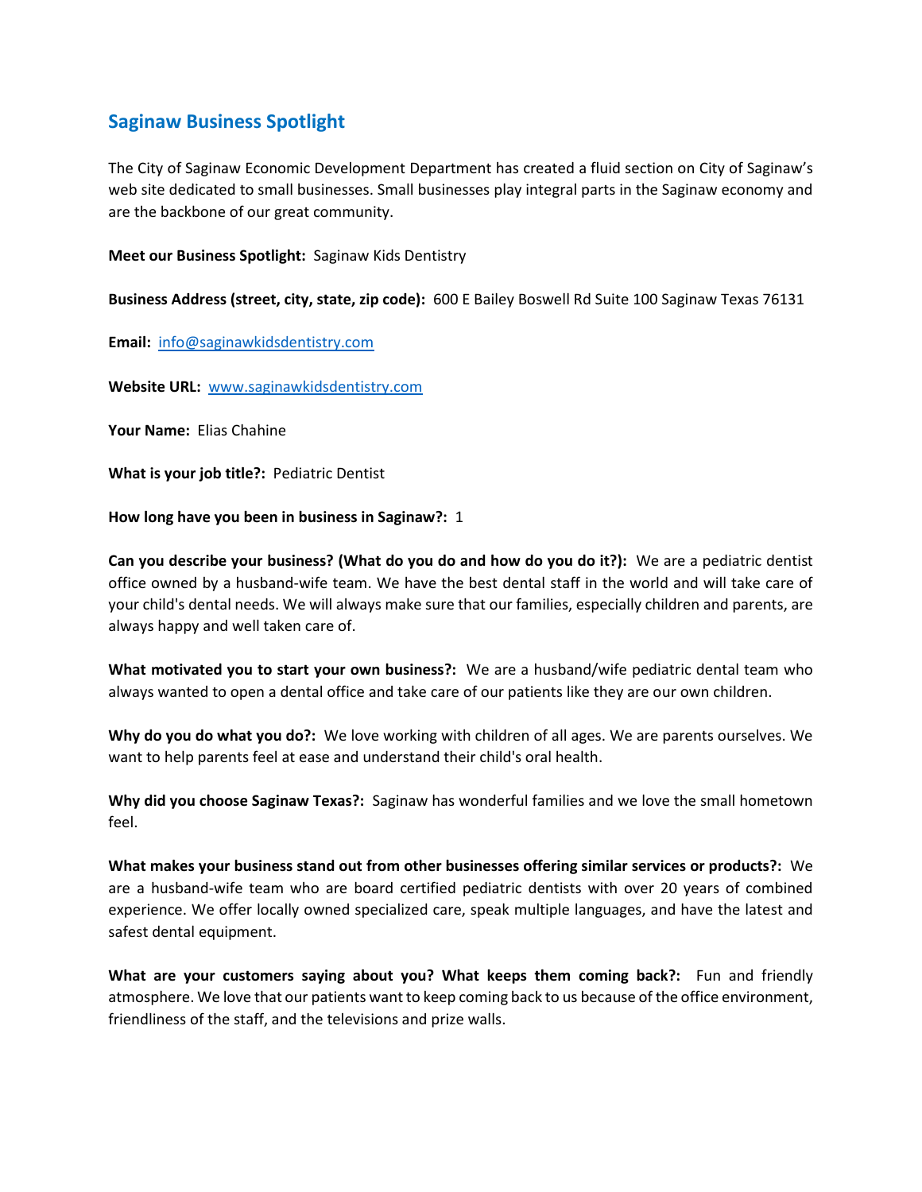## Saginaw Business Spotlight

The City of Saginaw Economic Development Department has created a fluid section on City of Saginaw's web site dedicated to small businesses. Small businesses play integral parts in the Saginaw economy and are the backbone of our great community.

**Meet our Business Spotlight:** Saginaw Kids Dentistry

**Business Address (street, city, state, zip code):** 600 E Bailey Boswell Rd Suite 100 Saginaw Texas 76131

**Email:** info@saginawkidsdentistry.com

**Website URL:** www.saginawkidsdentistry.com

**Your Name:** Elias Chahine

**What is your job title?:** Pediatric Dentist

**How long have you been in business in Saginaw?:** 1

**Can you describe your business? (What do you do and how do you do it?):** We are a pediatric dentist office owned by a husband-wife team. We have the best dental staff in the world and will take care of your child's dental needs. We will always make sure that our families, especially children and parents, are always happy and well taken care of.

**What motivated you to start your own business?:** We are a husband/wife pediatric dental team who always wanted to open a dental office and take care of our patients like they are our own children.

**Why do you do what you do?:** We love working with children of all ages. We are parents ourselves. We want to help parents feel at ease and understand their child's oral health.

**Why did you choose Saginaw Texas?:** Saginaw has wonderful families and we love the small hometown feel.

**What makes your business stand out from other businesses offering similar services or products?:** We are a husband-wife team who are board certified pediatric dentists with over 20 years of combined experience. We offer locally owned specialized care, speak multiple languages, and have the latest and safest dental equipment.

**What are your customers saying about you? What keeps them coming back?:** Fun and friendly atmosphere. We love that our patients want to keep coming back to us because of the office environment, friendliness of the staff, and the televisions and prize walls.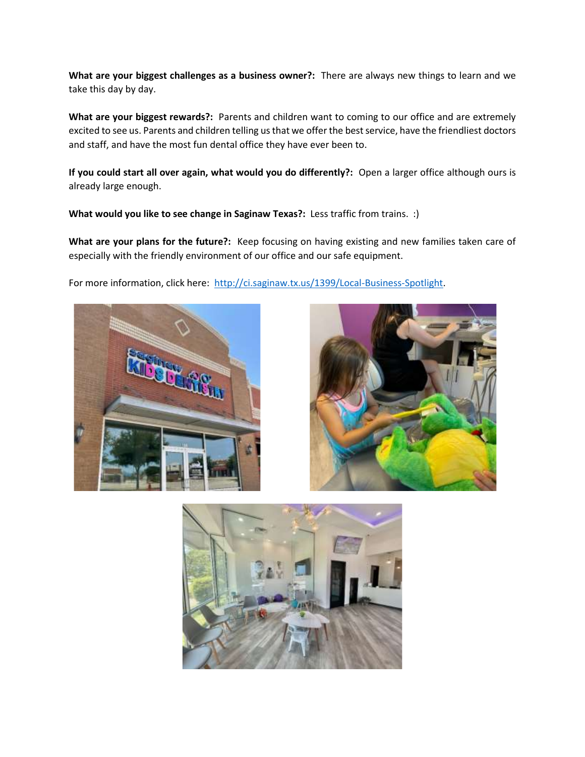**What are your biggest challenges as a business owner?:** There are always new things to learn and we take this day by day.

**What are your biggest rewards?:** Parents and children want to coming to our office and are extremely excited to see us. Parents and children telling us that we offer the best service, have the friendliest doctors and staff, and have the most fun dental office they have ever been to.

**If you could start all over again, what would you do differently?:** Open a larger office although ours is already large enough.

**What would you like to see change in Saginaw Texas?:** Less traffic from trains. :)

**What are your plans for the future?:** Keep focusing on having existing and new families taken care of especially with the friendly environment of our office and our safe equipment.

For more information, click here: [http://ci.saginaw.tx.us/1399/Local-Business-Spotlight](http://ci.saginaw.tx.us/1399/Local-Business-Spotlight).